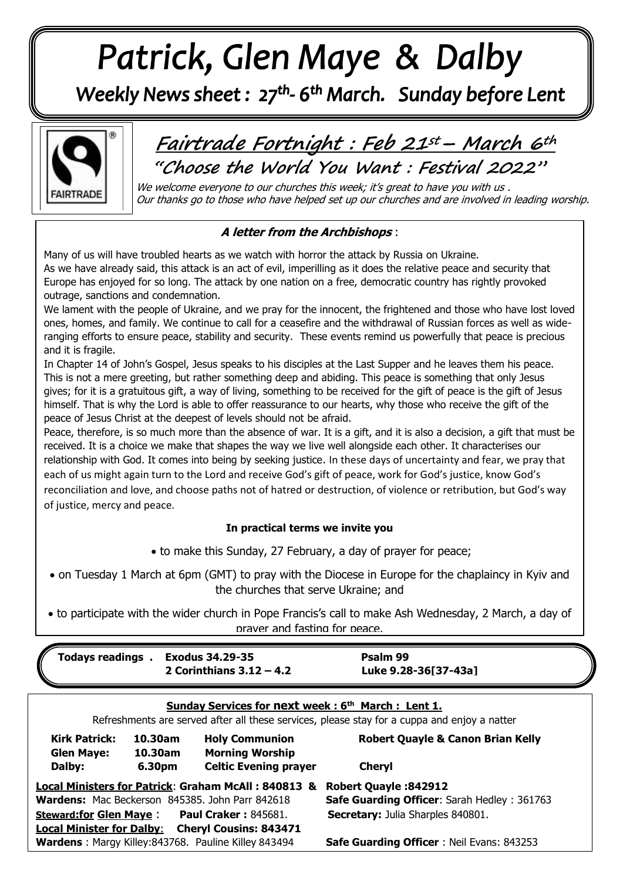# Patrick, Glen Maye & Dalby

## Weekly News sheet : 27th- 6th March. Sunday before Lent

## Fairtrade Fortnight : Feb 21st – March 6th

### "Choose the World You Want : Festival 2022"

*We welcome everyone to our churches this week; it's great to have you with us .*
*Our thanks go to those who have helped set up our churches and are involved in leading worship.*

### *A letter from the Archbishops* :

Many of us will have troubled hearts as we watch with horror the attack by Russia on Ukraine.
As we have already said, this attack is an act of evil, imperilling as it does the relative peace and security that Europe has enjoyed for so long. The attack by one nation on a free, democratic country has rightly provoked outrage, sanctions and condemnation.

We lament with the people of Ukraine, and we pray for the innocent, the frightened and those who have lost loved ones, homes, and family. We continue to call for a ceasefire and the withdrawal of Russian forces as well as wide-ranging efforts to ensure peace, stability and security. These events remind us powerfully that peace is precious and it is fragile.

In Chapter 14 of John's Gospel, Jesus speaks to his disciples at the Last Supper and he leaves them his peace. This is not a mere greeting, but rather something deep and abiding. This peace is something that only Jesus gives; for it is a gratuitous gift, a way of living, something to be received for the gift of peace is the gift of Jesus himself. That is why the Lord is able to offer reassurance to our hearts, why those who receive the gift of the peace of Jesus Christ at the deepest of levels should not be afraid.

Peace, therefore, is so much more than the absence of war. It is a gift, and it is also a decision, a gift that must be received. It is a choice we make that shapes the way we live well alongside each other. It characterises our relationship with God. It comes into being by seeking justice. In these days of uncertainty and fear, we pray that each of us might again turn to the Lord and receive God's gift of peace, work for God's justice, know God's reconciliation and love, and choose paths not of hatred or destruction, of violence or retribution, but God's way of justice, mercy and peace.

**In practical terms we invite you**

- to make this Sunday, 27 February, a day of prayer for peace;
- on Tuesday 1 March at 6pm (GMT) to pray with the Diocese in Europe for the chaplaincy in Kyiv and the churches that serve Ukraine; and
- to participate with the wider church in Pope Francis's call to make Ash Wednesday, 2 March, a day of prayer and fasting for peace.

**Todays readings .** **Exodus 34.29-35** **Psalm 99**
**2 Corinthians 3.12 – 4.2** **Luke 9.28-36[37-43a]**

**Sunday Services for next week : 6th March : Lent 1.**

Refreshments are served after all these services, please stay for a cuppa and enjoy a natter

| | | | |
|---|---|---|---|
| **Kirk Patrick:** | **10.30am** | **Holy Communion** | **Robert Quayle & Canon Brian Kelly** |
| **Glen Maye:** | **10.30am** | **Morning Worship** | |
| **Dalby:** | **6.30pm** | **Celtic Evening prayer** | **Cheryl** |

**Local Ministers for Patrick**: **Graham McAll : 840813 & Robert Quayle :842912**
**Wardens:** Mac Beckerson 845385. John Parr 842618
**Safe Guarding Officer**: Sarah Hedley : 361763
**Steward:for Glen Maye** : **Paul Craker :** 845681.
**Secretary:** Julia Sharples 840801.
**Local Minister for Dalby**: **Cheryl Cousins: 843471**
**Wardens** : Margy Killey:843768. Pauline Killey 843494
**Safe Guarding Officer** : Neil Evans: 843253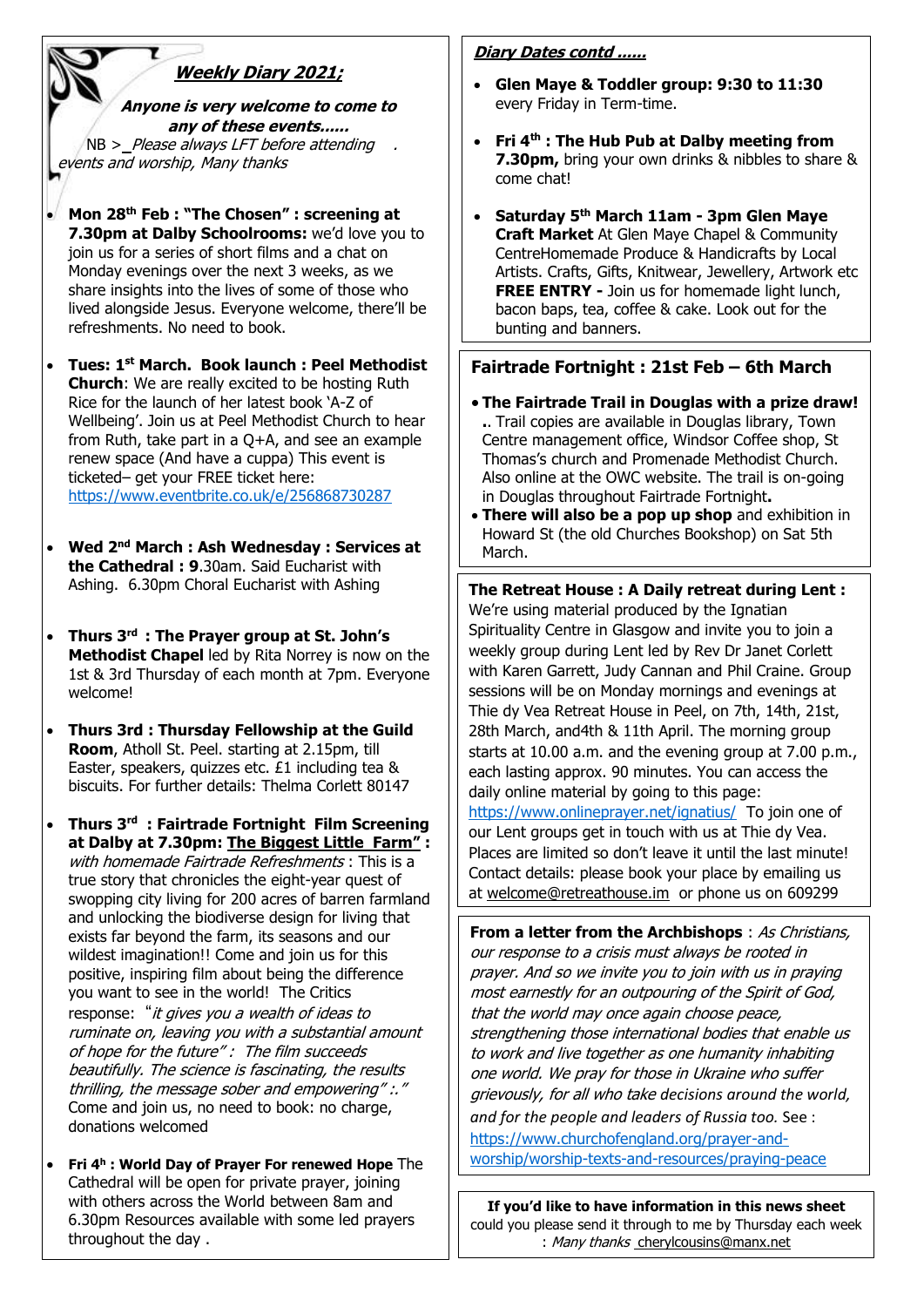## ***Weekly Diary 2021;***

***Anyone is very welcome to come to any of these events......***

NB > *Please always LFT before attending . events and worship, Many thanks*

- **Mon 28th Feb : "The Chosen" : screening at 7.30pm at Dalby Schoolrooms:** we'd love you to join us for a series of short films and a chat on Monday evenings over the next 3 weeks, as we share insights into the lives of some of those who lived alongside Jesus. Everyone welcome, there'll be refreshments. No need to book.

- **Tues: 1st March. Book launch : Peel Methodist Church**: We are really excited to be hosting Ruth Rice for the launch of her latest book 'A-Z of Wellbeing'. Join us at Peel Methodist Church to hear from Ruth, take part in a Q+A, and see an example renew space (And have a cuppa) This event is ticketed– get your FREE ticket here: https://www.eventbrite.co.uk/e/256868730287

- **Wed 2nd March : Ash Wednesday : Services at the Cathedral : 9**.30am. Said Eucharist with Ashing. 6.30pm Choral Eucharist with Ashing

- **Thurs 3rd : The Prayer group at St. John's Methodist Chapel** led by Rita Norrey is now on the 1st & 3rd Thursday of each month at 7pm. Everyone welcome!

- **Thurs 3rd : Thursday Fellowship at the Guild Room**, Atholl St. Peel. starting at 2.15pm, till Easter, speakers, quizzes etc. £1 including tea & biscuits. For further details: Thelma Corlett 80147

- **Thurs 3rd : Fairtrade Fortnight Film Screening at Dalby at 7.30pm: <u>The Biggest Little Farm"</u> :** *with homemade Fairtrade Refreshments* : This is a true story that chronicles the eight-year quest of swopping city living for 200 acres of barren farmland and unlocking the biodiverse design for living that exists far beyond the farm, its seasons and our wildest imagination!! Come and join us for this positive, inspiring film about being the difference you want to see in the world! The Critics response: "*it gives you a wealth of ideas to ruminate on, leaving you with a substantial amount of hope for the future" : The film succeeds beautifully. The science is fascinating, the results thrilling, the message sober and empowering" :."* Come and join us, no need to book: no charge, donations welcomed

- **Fri 4h : World Day of Prayer For renewed Hope** The Cathedral will be open for private prayer, joining with others across the World between 8am and 6.30pm Resources available with some led prayers throughout the day .

## ***Diary Dates contd ......***

- **Glen Maye & Toddler group: 9:30 to 11:30** every Friday in Term-time.

- **Fri 4th : The Hub Pub at Dalby meeting from 7.30pm,** bring your own drinks & nibbles to share & come chat!

- **Saturday 5th March 11am - 3pm Glen Maye Craft Market** At Glen Maye Chapel & Community CentreHomemade Produce & Handicrafts by Local Artists. Crafts, Gifts, Knitwear, Jewellery, Artwork etc **FREE ENTRY -** Join us for homemade light lunch, bacon baps, tea, coffee & cake. Look out for the bunting and banners.

## Fairtrade Fortnight : 21st Feb – 6th March

- **The Fairtrade Trail in Douglas with a prize draw! ..** Trail copies are available in Douglas library, Town Centre management office, Windsor Coffee shop, St Thomas's church and Promenade Methodist Church. Also online at the OWC website. The trail is on-going in Douglas throughout Fairtrade Fortnight**.**
- **There will also be a pop up shop** and exhibition in Howard St (the old Churches Bookshop) on Sat 5th March.

**The Retreat House : A Daily retreat during Lent :** We're using material produced by the Ignatian Spirituality Centre in Glasgow and invite you to join a weekly group during Lent led by Rev Dr Janet Corlett with Karen Garrett, Judy Cannan and Phil Craine. Group sessions will be on Monday mornings and evenings at Thie dy Vea Retreat House in Peel, on 7th, 14th, 21st, 28th March, and4th & 11th April. The morning group starts at 10.00 a.m. and the evening group at 7.00 p.m., each lasting approx. 90 minutes. You can access the daily online material by going to this page: https://www.onlineprayer.net/ignatius/ To join one of our Lent groups get in touch with us at Thie dy Vea. Places are limited so don't leave it until the last minute! Contact details: please book your place by emailing us at welcome@retreathouse.im or phone us on 609299

**From a letter from the Archbishops** : *As Christians, our response to a crisis must always be rooted in prayer. And so we invite you to join with us in praying most earnestly for an outpouring of the Spirit of God, that the world may once again choose peace, strengthening those international bodies that enable us to work and live together as one humanity inhabiting one world. We pray for those in Ukraine who suffer grievously, for all who take decisions around the world, and for the people and leaders of Russia too.* See : https://www.churchofengland.org/prayer-and-worship/worship-texts-and-resources/praying-peace

**If you'd like to have information in this news sheet** could you please send it through to me by Thursday each week : *Many thanks* cherylcousins@manx.net